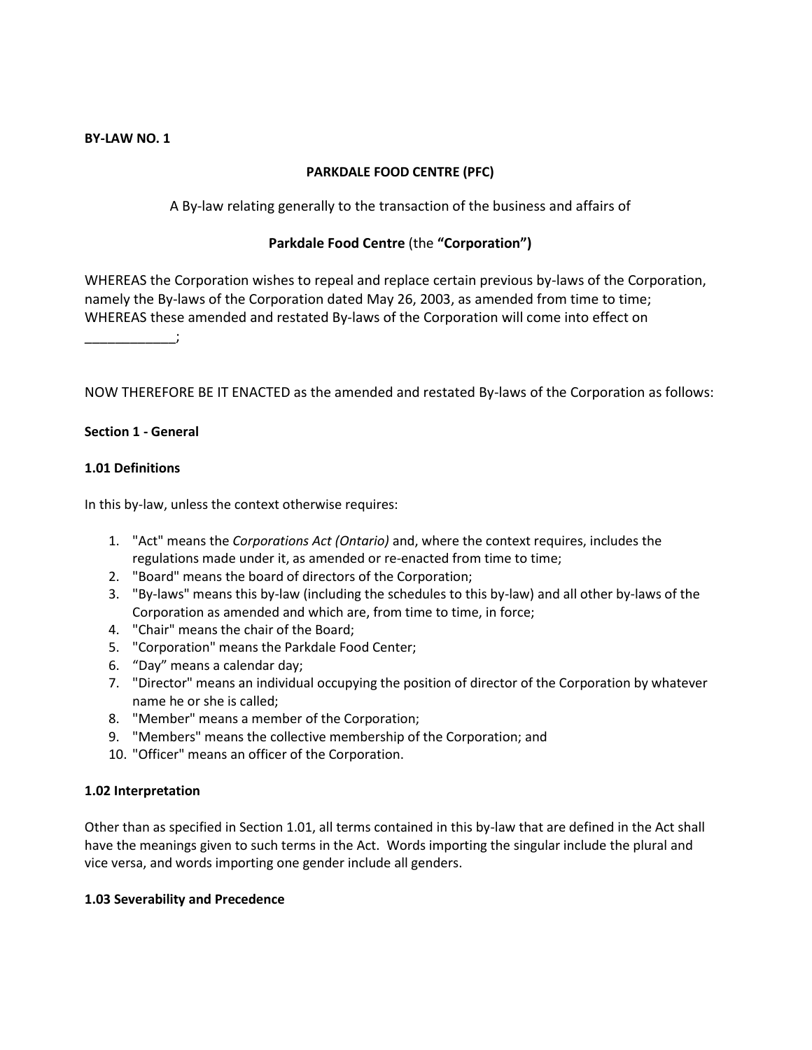**BY-LAW NO. 1**

**PARKDALE FOOD CENTRE (PFC)**

A By-law relating generally to the transaction of the business and affairs of

**Parkdale Food Centre** (the **"Corporation")**

WHEREAS the Corporation wishes to repeal and replace certain previous by-laws of the Corporation, namely the By-laws of the Corporation dated May 26, 2003, as amended from time to time;
WHEREAS these amended and restated By-laws of the Corporation will come into effect on ____________;

NOW THEREFORE BE IT ENACTED as the amended and restated By-laws of the Corporation as follows:

**Section 1 - General**

**1.01 Definitions**

In this by-law, unless the context otherwise requires:

1. "Act" means the *Corporations Act (Ontario)* and, where the context requires, includes the regulations made under it, as amended or re-enacted from time to time;
2. "Board" means the board of directors of the Corporation;
3. "By-laws" means this by-law (including the schedules to this by-law) and all other by-laws of the Corporation as amended and which are, from time to time, in force;
4. "Chair" means the chair of the Board;
5. "Corporation" means the Parkdale Food Center;
6. "Day" means a calendar day;
7. "Director" means an individual occupying the position of director of the Corporation by whatever name he or she is called;
8. "Member" means a member of the Corporation;
9. "Members" means the collective membership of the Corporation; and
10. "Officer" means an officer of the Corporation.

**1.02 Interpretation**

Other than as specified in Section 1.01, all terms contained in this by-law that are defined in the Act shall have the meanings given to such terms in the Act. Words importing the singular include the plural and vice versa, and words importing one gender include all genders.

**1.03 Severability and Precedence**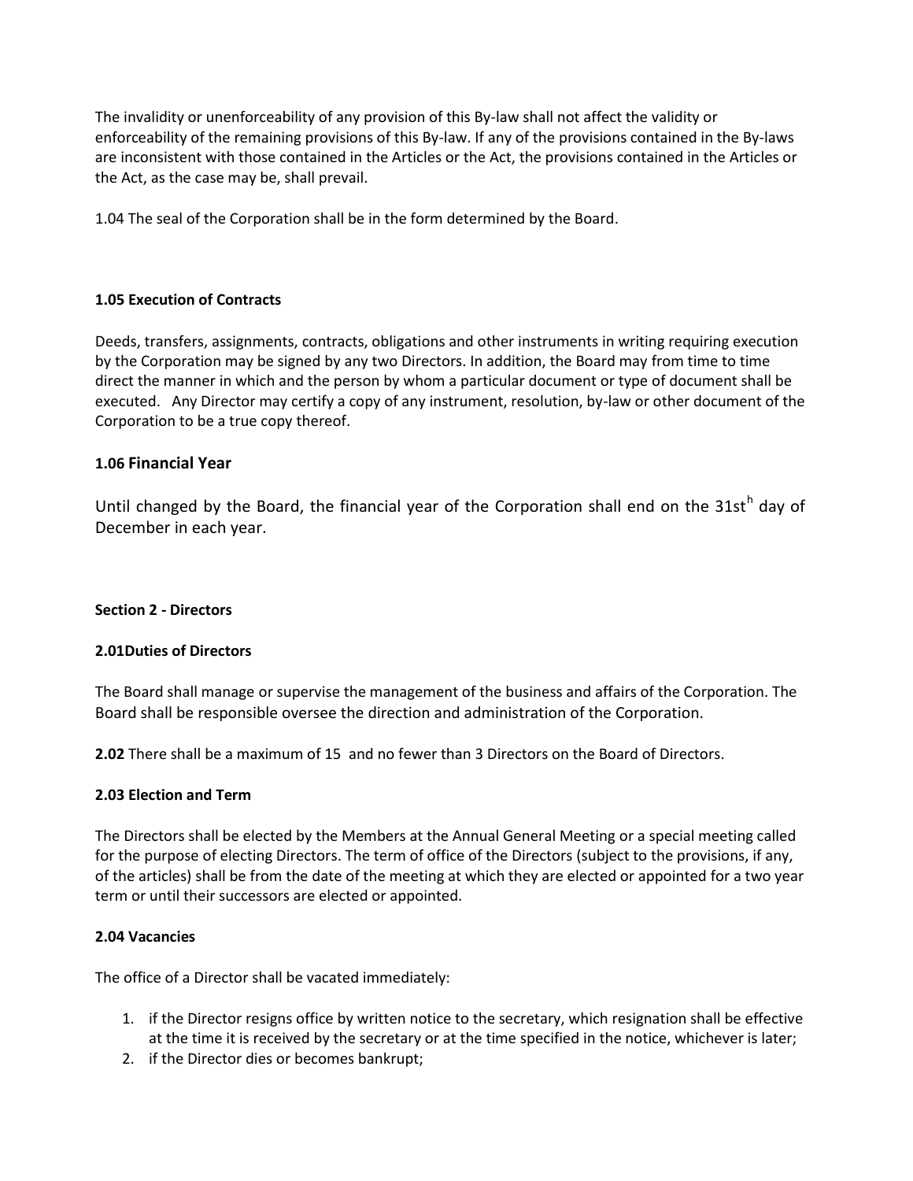The invalidity or unenforceability of any provision of this By-law shall not affect the validity or enforceability of the remaining provisions of this By-law. If any of the provisions contained in the By-laws are inconsistent with those contained in the Articles or the Act, the provisions contained in the Articles or the Act, as the case may be, shall prevail.

1.04 The seal of the Corporation shall be in the form determined by the Board.

**1.05 Execution of Contracts**

Deeds, transfers, assignments, contracts, obligations and other instruments in writing requiring execution by the Corporation may be signed by any two Directors. In addition, the Board may from time to time direct the manner in which and the person by whom a particular document or type of document shall be executed. Any Director may certify a copy of any instrument, resolution, by-law or other document of the Corporation to be a true copy thereof.

### 1.06 Financial Year

Until changed by the Board, the financial year of the Corporation shall end on the 31st[h] day of December in each year.

**Section 2 - Directors**

**2.01Duties of Directors**

The Board shall manage or supervise the management of the business and affairs of the Corporation. The Board shall be responsible oversee the direction and administration of the Corporation.

**2.02** There shall be a maximum of 15 and no fewer than 3 Directors on the Board of Directors.

**2.03 Election and Term**

The Directors shall be elected by the Members at the Annual General Meeting or a special meeting called for the purpose of electing Directors. The term of office of the Directors (subject to the provisions, if any, of the articles) shall be from the date of the meeting at which they are elected or appointed for a two year term or until their successors are elected or appointed.

**2.04 Vacancies**

The office of a Director shall be vacated immediately:

1. if the Director resigns office by written notice to the secretary, which resignation shall be effective at the time it is received by the secretary or at the time specified in the notice, whichever is later;
2. if the Director dies or becomes bankrupt;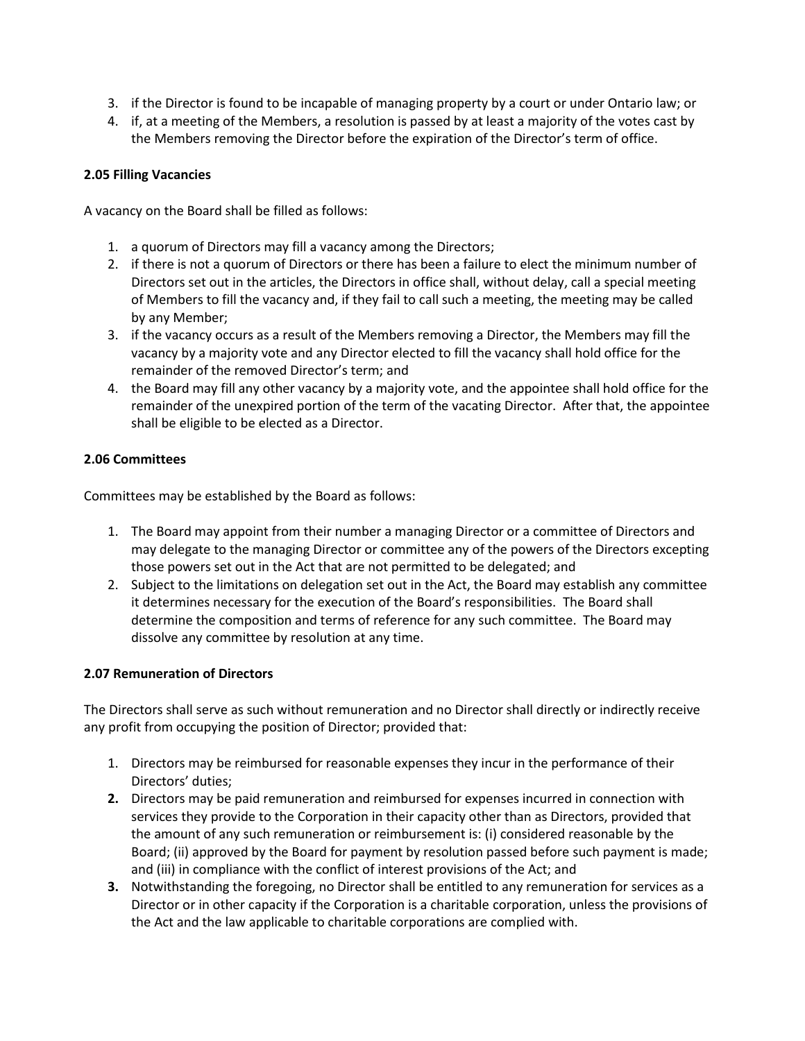3. if the Director is found to be incapable of managing property by a court or under Ontario law; or
4. if, at a meeting of the Members, a resolution is passed by at least a majority of the votes cast by the Members removing the Director before the expiration of the Director's term of office.

**2.05 Filling Vacancies**

A vacancy on the Board shall be filled as follows:

1. a quorum of Directors may fill a vacancy among the Directors;
2. if there is not a quorum of Directors or there has been a failure to elect the minimum number of Directors set out in the articles, the Directors in office shall, without delay, call a special meeting of Members to fill the vacancy and, if they fail to call such a meeting, the meeting may be called by any Member;
3. if the vacancy occurs as a result of the Members removing a Director, the Members may fill the vacancy by a majority vote and any Director elected to fill the vacancy shall hold office for the remainder of the removed Director's term; and
4. the Board may fill any other vacancy by a majority vote, and the appointee shall hold office for the remainder of the unexpired portion of the term of the vacating Director. After that, the appointee shall be eligible to be elected as a Director.

**2.06 Committees**

Committees may be established by the Board as follows:

1. The Board may appoint from their number a managing Director or a committee of Directors and may delegate to the managing Director or committee any of the powers of the Directors excepting those powers set out in the Act that are not permitted to be delegated; and
2. Subject to the limitations on delegation set out in the Act, the Board may establish any committee it determines necessary for the execution of the Board's responsibilities. The Board shall determine the composition and terms of reference for any such committee. The Board may dissolve any committee by resolution at any time.

**2.07 Remuneration of Directors**

The Directors shall serve as such without remuneration and no Director shall directly or indirectly receive any profit from occupying the position of Director; provided that:

1. Directors may be reimbursed for reasonable expenses they incur in the performance of their Directors' duties;
2. Directors may be paid remuneration and reimbursed for expenses incurred in connection with services they provide to the Corporation in their capacity other than as Directors, provided that the amount of any such remuneration or reimbursement is: (i) considered reasonable by the Board; (ii) approved by the Board for payment by resolution passed before such payment is made; and (iii) in compliance with the conflict of interest provisions of the Act; and
3. Notwithstanding the foregoing, no Director shall be entitled to any remuneration for services as a Director or in other capacity if the Corporation is a charitable corporation, unless the provisions of the Act and the law applicable to charitable corporations are complied with.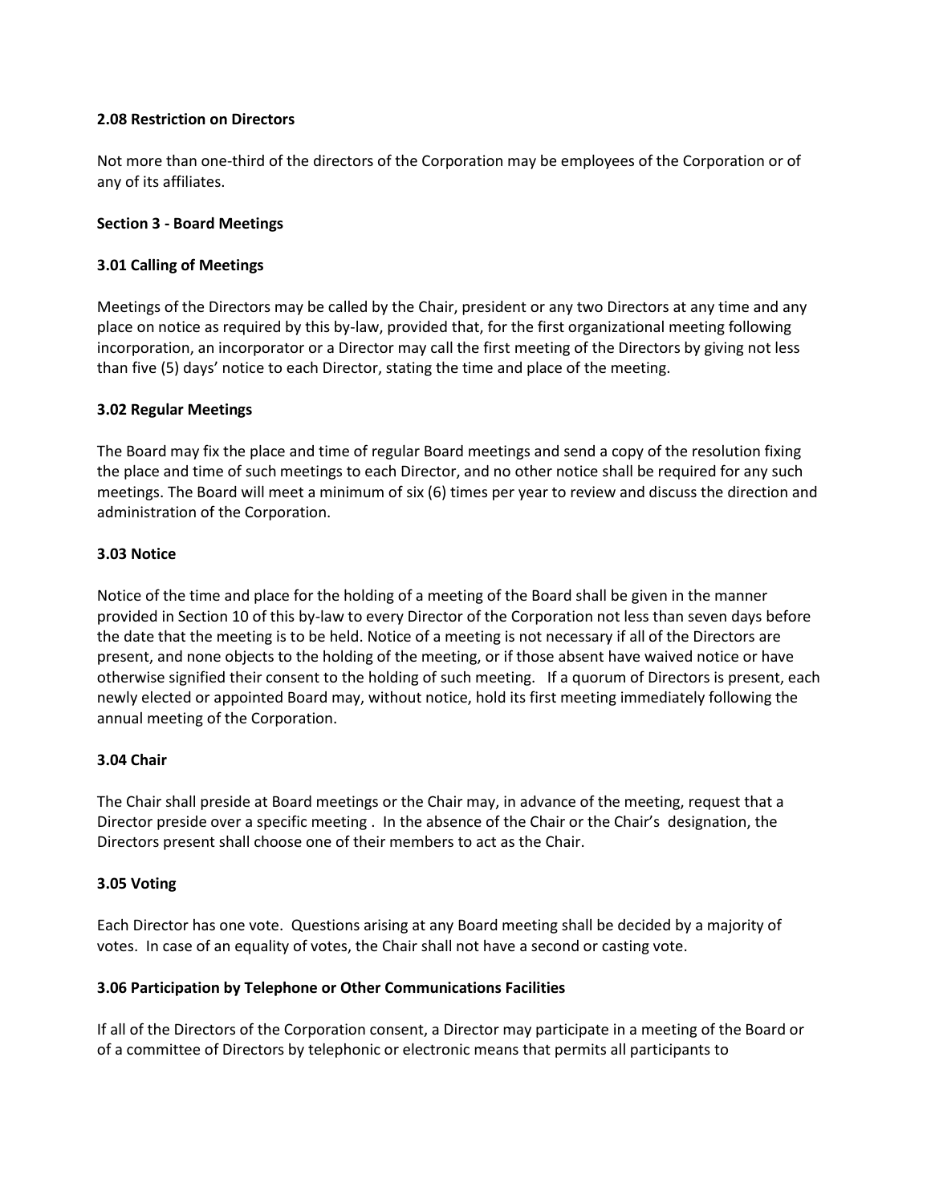**2.08 Restriction on Directors**

Not more than one-third of the directors of the Corporation may be employees of the Corporation or of any of its affiliates.

**Section 3 - Board Meetings**

**3.01 Calling of Meetings**

Meetings of the Directors may be called by the Chair, president or any two Directors at any time and any place on notice as required by this by-law, provided that, for the first organizational meeting following incorporation, an incorporator or a Director may call the first meeting of the Directors by giving not less than five (5) days' notice to each Director, stating the time and place of the meeting.

**3.02 Regular Meetings**

The Board may fix the place and time of regular Board meetings and send a copy of the resolution fixing the place and time of such meetings to each Director, and no other notice shall be required for any such meetings. The Board will meet a minimum of six (6) times per year to review and discuss the direction and administration of the Corporation.

**3.03 Notice**

Notice of the time and place for the holding of a meeting of the Board shall be given in the manner provided in Section 10 of this by-law to every Director of the Corporation not less than seven days before the date that the meeting is to be held. Notice of a meeting is not necessary if all of the Directors are present, and none objects to the holding of the meeting, or if those absent have waived notice or have otherwise signified their consent to the holding of such meeting. If a quorum of Directors is present, each newly elected or appointed Board may, without notice, hold its first meeting immediately following the annual meeting of the Corporation.

**3.04 Chair**

The Chair shall preside at Board meetings or the Chair may, in advance of the meeting, request that a Director preside over a specific meeting . In the absence of the Chair or the Chair's designation, the Directors present shall choose one of their members to act as the Chair.

**3.05 Voting**

Each Director has one vote. Questions arising at any Board meeting shall be decided by a majority of votes. In case of an equality of votes, the Chair shall not have a second or casting vote.

**3.06 Participation by Telephone or Other Communications Facilities**

If all of the Directors of the Corporation consent, a Director may participate in a meeting of the Board or of a committee of Directors by telephonic or electronic means that permits all participants to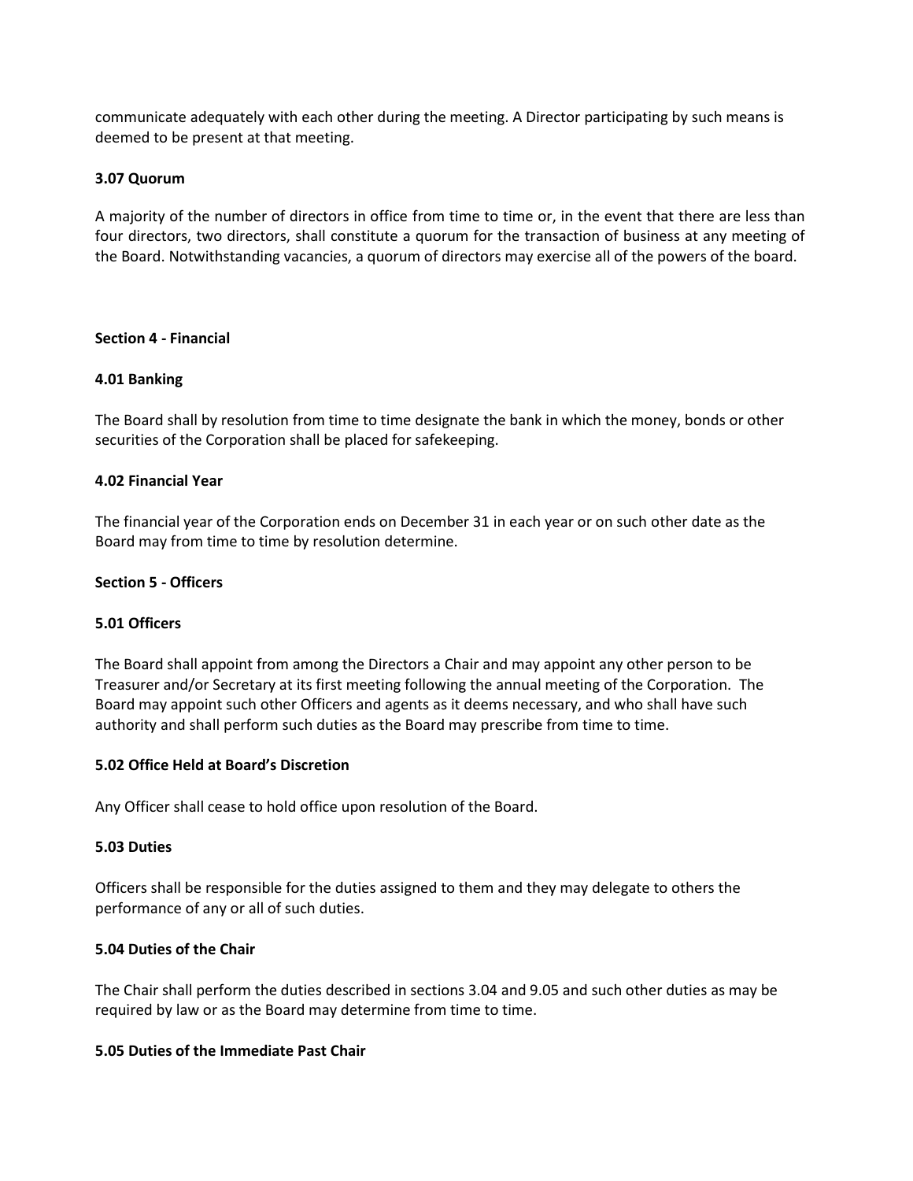communicate adequately with each other during the meeting. A Director participating by such means is deemed to be present at that meeting.

**3.07 Quorum**

A majority of the number of directors in office from time to time or, in the event that there are less than four directors, two directors, shall constitute a quorum for the transaction of business at any meeting of the Board. Notwithstanding vacancies, a quorum of directors may exercise all of the powers of the board.

## Section 4 - Financial

**4.01 Banking**

The Board shall by resolution from time to time designate the bank in which the money, bonds or other securities of the Corporation shall be placed for safekeeping.

**4.02 Financial Year**

The financial year of the Corporation ends on December 31 in each year or on such other date as the Board may from time to time by resolution determine.

## Section 5 - Officers

**5.01 Officers**

The Board shall appoint from among the Directors a Chair and may appoint any other person to be Treasurer and/or Secretary at its first meeting following the annual meeting of the Corporation. The Board may appoint such other Officers and agents as it deems necessary, and who shall have such authority and shall perform such duties as the Board may prescribe from time to time.

**5.02 Office Held at Board's Discretion**

Any Officer shall cease to hold office upon resolution of the Board.

**5.03 Duties**

Officers shall be responsible for the duties assigned to them and they may delegate to others the performance of any or all of such duties.

**5.04 Duties of the Chair**

The Chair shall perform the duties described in sections 3.04 and 9.05 and such other duties as may be required by law or as the Board may determine from time to time.

**5.05 Duties of the Immediate Past Chair**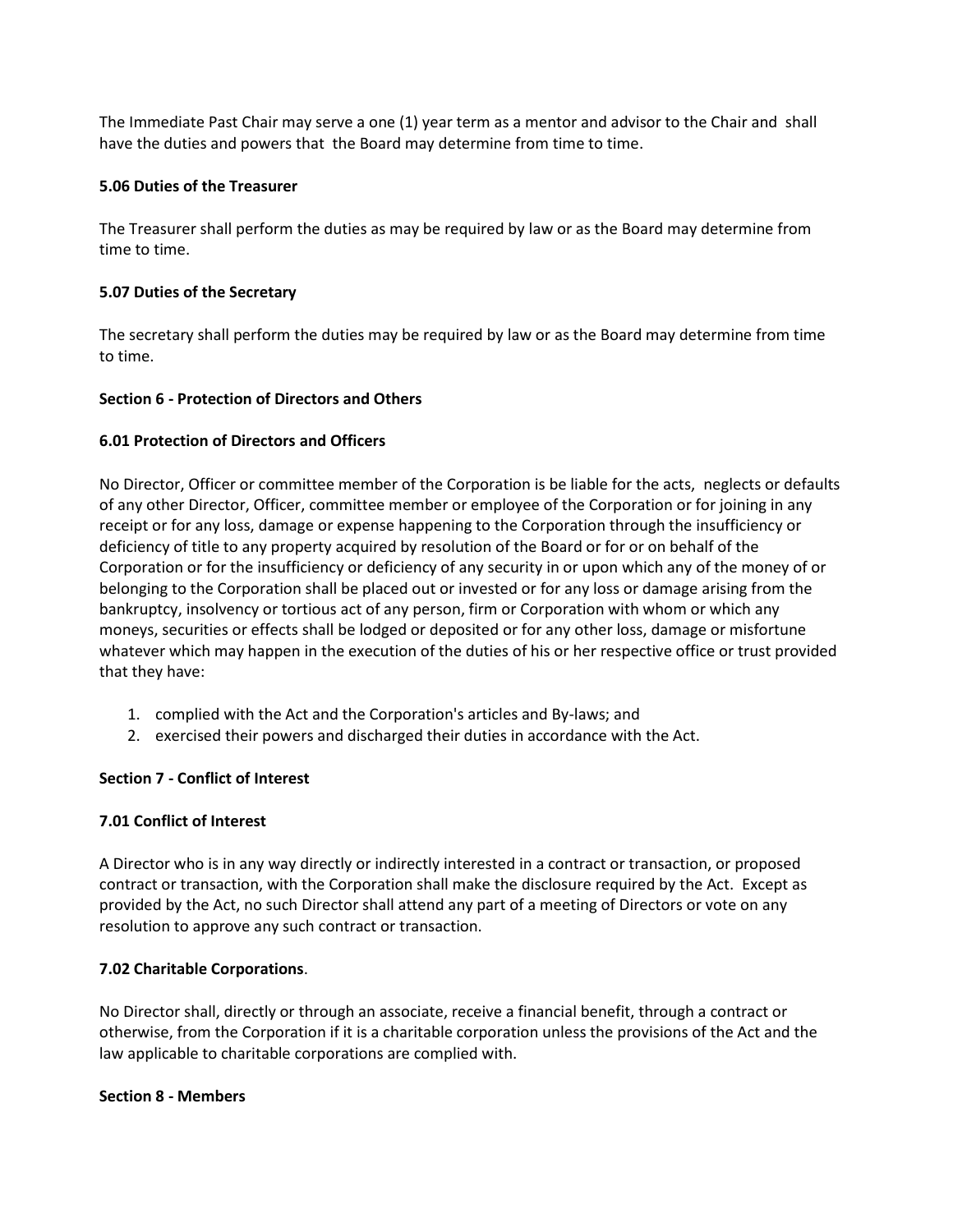The Immediate Past Chair may serve a one (1) year term as a mentor and advisor to the Chair and shall have the duties and powers that the Board may determine from time to time.

**5.06 Duties of the Treasurer**

The Treasurer shall perform the duties as may be required by law or as the Board may determine from time to time.

**5.07 Duties of the Secretary**

The secretary shall perform the duties may be required by law or as the Board may determine from time to time.

**Section 6 - Protection of Directors and Others**

**6.01 Protection of Directors and Officers**

No Director, Officer or committee member of the Corporation is be liable for the acts, neglects or defaults of any other Director, Officer, committee member or employee of the Corporation or for joining in any receipt or for any loss, damage or expense happening to the Corporation through the insufficiency or deficiency of title to any property acquired by resolution of the Board or for or on behalf of the Corporation or for the insufficiency or deficiency of any security in or upon which any of the money of or belonging to the Corporation shall be placed out or invested or for any loss or damage arising from the bankruptcy, insolvency or tortious act of any person, firm or Corporation with whom or which any moneys, securities or effects shall be lodged or deposited or for any other loss, damage or misfortune whatever which may happen in the execution of the duties of his or her respective office or trust provided that they have:

1. complied with the Act and the Corporation's articles and By-laws; and
2. exercised their powers and discharged their duties in accordance with the Act.

**Section 7 - Conflict of Interest**

**7.01 Conflict of Interest**

A Director who is in any way directly or indirectly interested in a contract or transaction, or proposed contract or transaction, with the Corporation shall make the disclosure required by the Act. Except as provided by the Act, no such Director shall attend any part of a meeting of Directors or vote on any resolution to approve any such contract or transaction.

**7.02 Charitable Corporations**.

No Director shall, directly or through an associate, receive a financial benefit, through a contract or otherwise, from the Corporation if it is a charitable corporation unless the provisions of the Act and the law applicable to charitable corporations are complied with.

**Section 8 - Members**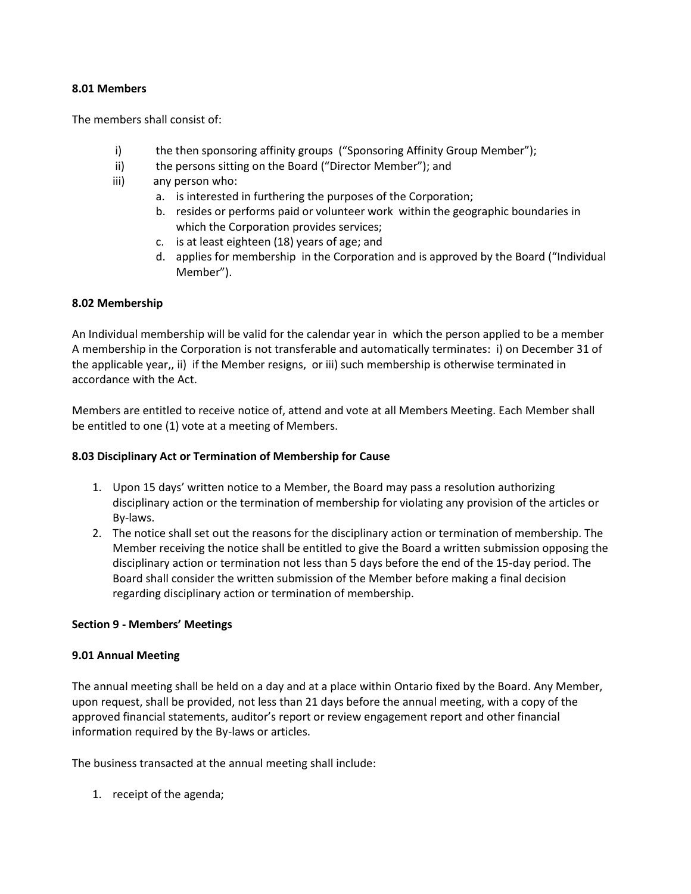**8.01 Members**

The members shall consist of:

i) the then sponsoring affinity groups ("Sponsoring Affinity Group Member");
ii) the persons sitting on the Board ("Director Member"); and
iii) any person who:
   a. is interested in furthering the purposes of the Corporation;
   b. resides or performs paid or volunteer work within the geographic boundaries in which the Corporation provides services;
   c. is at least eighteen (18) years of age; and
   d. applies for membership in the Corporation and is approved by the Board ("Individual Member").

**8.02 Membership**

An Individual membership will be valid for the calendar year in which the person applied to be a member A membership in the Corporation is not transferable and automatically terminates: i) on December 31 of the applicable year,, ii) if the Member resigns, or iii) such membership is otherwise terminated in accordance with the Act.

Members are entitled to receive notice of, attend and vote at all Members Meeting. Each Member shall be entitled to one (1) vote at a meeting of Members.

**8.03 Disciplinary Act or Termination of Membership for Cause**

1. Upon 15 days' written notice to a Member, the Board may pass a resolution authorizing disciplinary action or the termination of membership for violating any provision of the articles or By-laws.
2. The notice shall set out the reasons for the disciplinary action or termination of membership. The Member receiving the notice shall be entitled to give the Board a written submission opposing the disciplinary action or termination not less than 5 days before the end of the 15-day period. The Board shall consider the written submission of the Member before making a final decision regarding disciplinary action or termination of membership.

**Section 9 - Members' Meetings**

**9.01 Annual Meeting**

The annual meeting shall be held on a day and at a place within Ontario fixed by the Board. Any Member, upon request, shall be provided, not less than 21 days before the annual meeting, with a copy of the approved financial statements, auditor's report or review engagement report and other financial information required by the By-laws or articles.

The business transacted at the annual meeting shall include:

1. receipt of the agenda;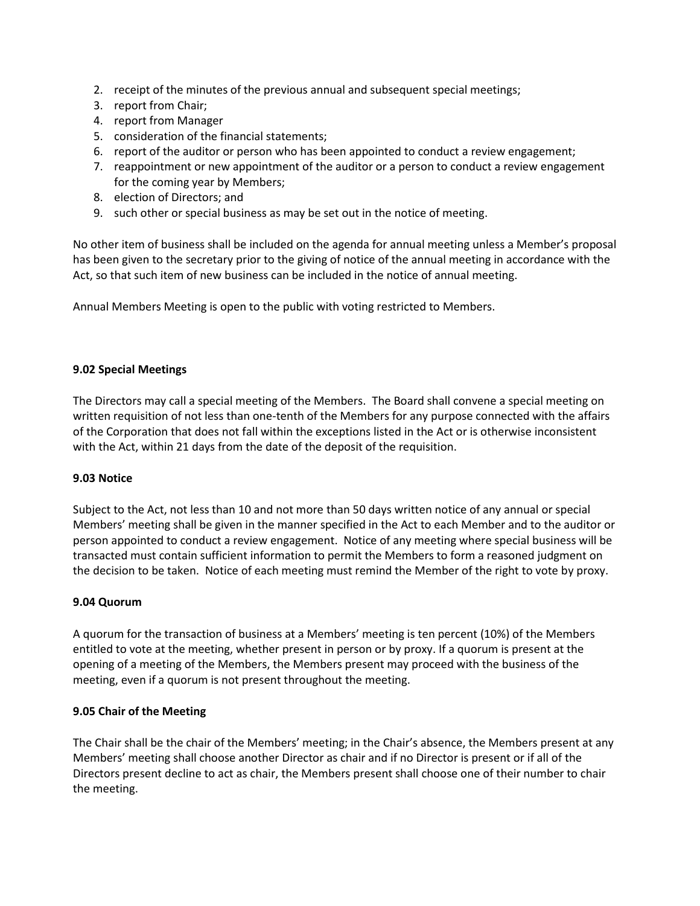2. receipt of the minutes of the previous annual and subsequent special meetings;
3. report from Chair;
4. report from Manager
5. consideration of the financial statements;
6. report of the auditor or person who has been appointed to conduct a review engagement;
7. reappointment or new appointment of the auditor or a person to conduct a review engagement for the coming year by Members;
8. election of Directors; and
9. such other or special business as may be set out in the notice of meeting.

No other item of business shall be included on the agenda for annual meeting unless a Member's proposal has been given to the secretary prior to the giving of notice of the annual meeting in accordance with the Act, so that such item of new business can be included in the notice of annual meeting.

Annual Members Meeting is open to the public with voting restricted to Members.

**9.02 Special Meetings**

The Directors may call a special meeting of the Members. The Board shall convene a special meeting on written requisition of not less than one-tenth of the Members for any purpose connected with the affairs of the Corporation that does not fall within the exceptions listed in the Act or is otherwise inconsistent with the Act, within 21 days from the date of the deposit of the requisition.

**9.03 Notice**

Subject to the Act, not less than 10 and not more than 50 days written notice of any annual or special Members' meeting shall be given in the manner specified in the Act to each Member and to the auditor or person appointed to conduct a review engagement. Notice of any meeting where special business will be transacted must contain sufficient information to permit the Members to form a reasoned judgment on the decision to be taken. Notice of each meeting must remind the Member of the right to vote by proxy.

**9.04 Quorum**

A quorum for the transaction of business at a Members' meeting is ten percent (10%) of the Members entitled to vote at the meeting, whether present in person or by proxy. If a quorum is present at the opening of a meeting of the Members, the Members present may proceed with the business of the meeting, even if a quorum is not present throughout the meeting.

**9.05 Chair of the Meeting**

The Chair shall be the chair of the Members' meeting; in the Chair's absence, the Members present at any Members' meeting shall choose another Director as chair and if no Director is present or if all of the Directors present decline to act as chair, the Members present shall choose one of their number to chair the meeting.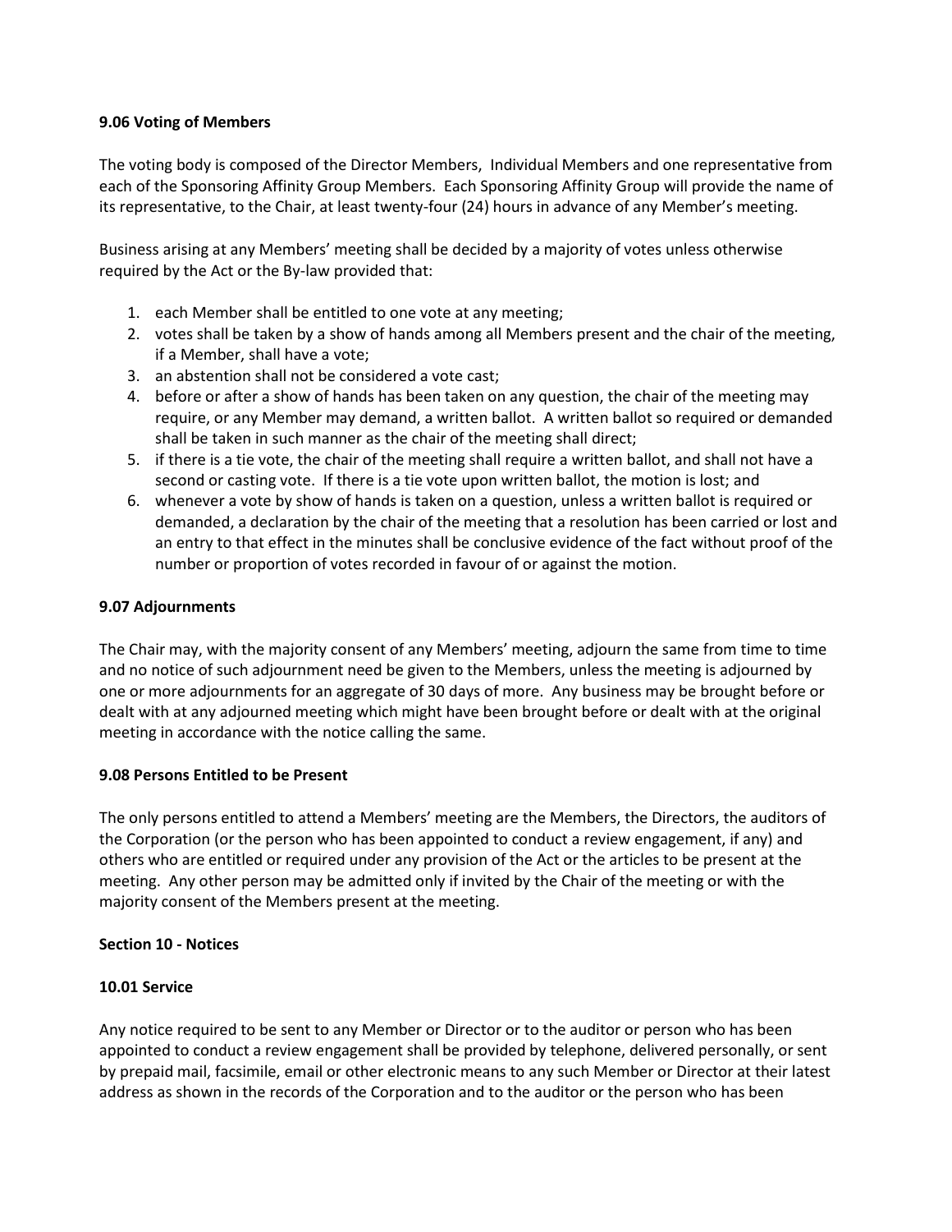**9.06 Voting of Members**

The voting body is composed of the Director Members, Individual Members and one representative from each of the Sponsoring Affinity Group Members. Each Sponsoring Affinity Group will provide the name of its representative, to the Chair, at least twenty-four (24) hours in advance of any Member's meeting.

Business arising at any Members' meeting shall be decided by a majority of votes unless otherwise required by the Act or the By-law provided that:

1. each Member shall be entitled to one vote at any meeting;
2. votes shall be taken by a show of hands among all Members present and the chair of the meeting, if a Member, shall have a vote;
3. an abstention shall not be considered a vote cast;
4. before or after a show of hands has been taken on any question, the chair of the meeting may require, or any Member may demand, a written ballot. A written ballot so required or demanded shall be taken in such manner as the chair of the meeting shall direct;
5. if there is a tie vote, the chair of the meeting shall require a written ballot, and shall not have a second or casting vote. If there is a tie vote upon written ballot, the motion is lost; and
6. whenever a vote by show of hands is taken on a question, unless a written ballot is required or demanded, a declaration by the chair of the meeting that a resolution has been carried or lost and an entry to that effect in the minutes shall be conclusive evidence of the fact without proof of the number or proportion of votes recorded in favour of or against the motion.

**9.07 Adjournments**

The Chair may, with the majority consent of any Members' meeting, adjourn the same from time to time and no notice of such adjournment need be given to the Members, unless the meeting is adjourned by one or more adjournments for an aggregate of 30 days of more. Any business may be brought before or dealt with at any adjourned meeting which might have been brought before or dealt with at the original meeting in accordance with the notice calling the same.

**9.08 Persons Entitled to be Present**

The only persons entitled to attend a Members' meeting are the Members, the Directors, the auditors of the Corporation (or the person who has been appointed to conduct a review engagement, if any) and others who are entitled or required under any provision of the Act or the articles to be present at the meeting. Any other person may be admitted only if invited by the Chair of the meeting or with the majority consent of the Members present at the meeting.

**Section 10 - Notices**

**10.01 Service**

Any notice required to be sent to any Member or Director or to the auditor or person who has been appointed to conduct a review engagement shall be provided by telephone, delivered personally, or sent by prepaid mail, facsimile, email or other electronic means to any such Member or Director at their latest address as shown in the records of the Corporation and to the auditor or the person who has been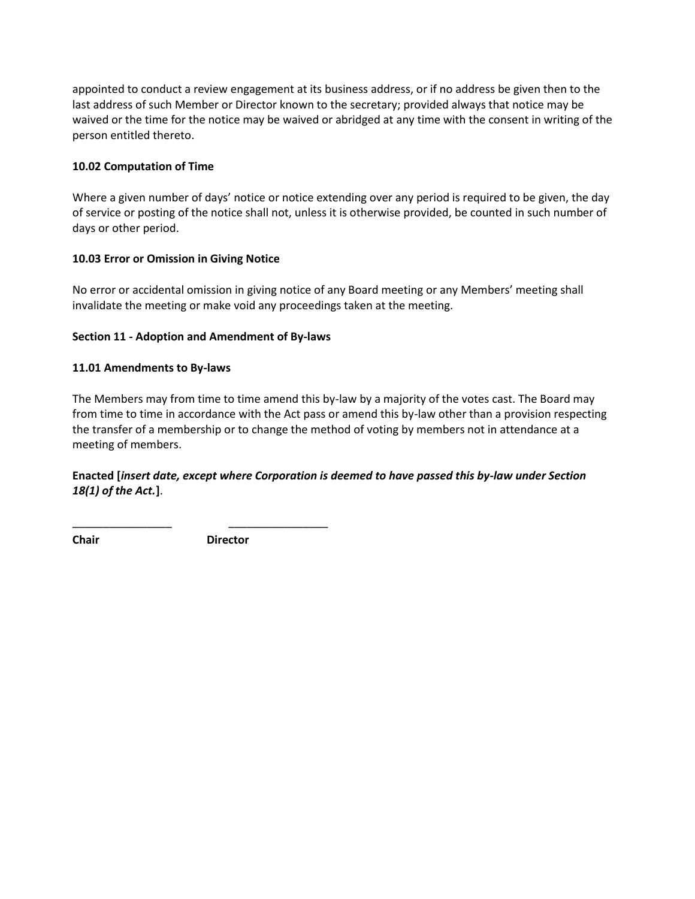appointed to conduct a review engagement at its business address, or if no address be given then to the last address of such Member or Director known to the secretary; provided always that notice may be waived or the time for the notice may be waived or abridged at any time with the consent in writing of the person entitled thereto.

**10.02 Computation of Time**

Where a given number of days' notice or notice extending over any period is required to be given, the day of service or posting of the notice shall not, unless it is otherwise provided, be counted in such number of days or other period.

**10.03 Error or Omission in Giving Notice**

No error or accidental omission in giving notice of any Board meeting or any Members' meeting shall invalidate the meeting or make void any proceedings taken at the meeting.

**Section 11 - Adoption and Amendment of By-laws**

**11.01 Amendments to By-laws**

The Members may from time to time amend this by-law by a majority of the votes cast. The Board may from time to time in accordance with the Act pass or amend this by-law other than a provision respecting the transfer of a membership or to change the method of voting by members not in attendance at a meeting of members.

**Enacted [*insert date, except where Corporation is deemed to have passed this by-law under Section 18(1) of the Act.*]**.

________________ ________________

**Chair** **Director**